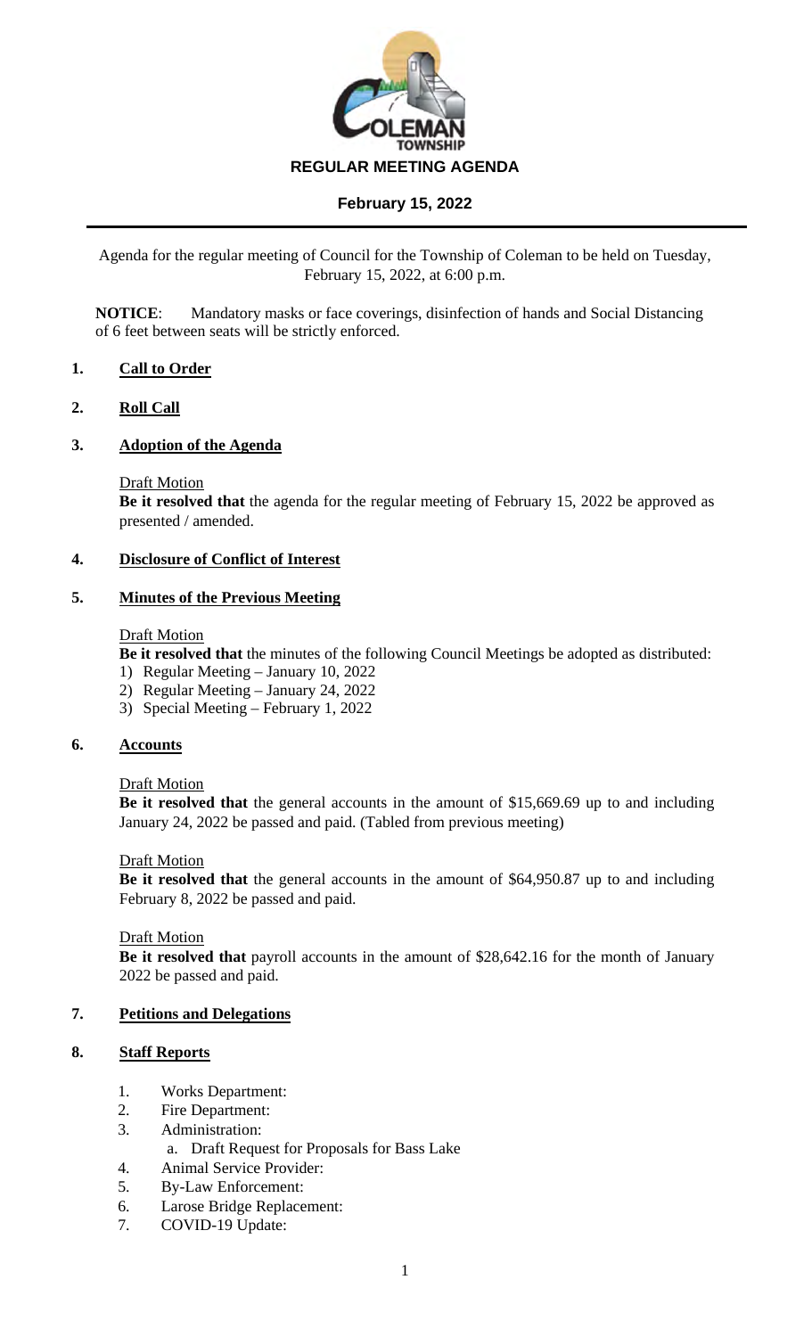# REGULAR MEETING AGENDA

## February 15, 2022

Agenda for the regular meeting of Council for the Township of Coleman to be held on Tuesday, February 15, 2022, at 6:00 p.m.

**NOTICE**: Mandatory masks or face coverings, disinfection of hands and Social Distancing of 6 feet between seats will be strictly enforced.

### 1. Call to Order

### 2. Roll Call

### 3. Adoption of the Agenda

Draft Motion

**Be it resolved that** the agenda for the regular meeting of February 15, 2022 be approved as presented / amended.

### 4. Disclosure of Conflict of Interest

### 5. Minutes of the Previous Meeting

Draft Motion

**Be it resolved that** the minutes of the following Council Meetings be adopted as distributed:

1) Regular Meeting – January 10, 2022
2) Regular Meeting – January 24, 2022
3) Special Meeting – February 1, 2022

### 6. Accounts

Draft Motion

**Be it resolved that** the general accounts in the amount of $15,669.69 up to and including January 24, 2022 be passed and paid. (Tabled from previous meeting)

Draft Motion

**Be it resolved that** the general accounts in the amount of $64,950.87 up to and including February 8, 2022 be passed and paid.

Draft Motion

**Be it resolved that** payroll accounts in the amount of $28,642.16 for the month of January 2022 be passed and paid.

### 7. Petitions and Delegations

### 8. Staff Reports

1. Works Department:
2. Fire Department:
3. Administration:
   a. Draft Request for Proposals for Bass Lake
4. Animal Service Provider:
5. By-Law Enforcement:
6. Larose Bridge Replacement:
7. COVID-19 Update: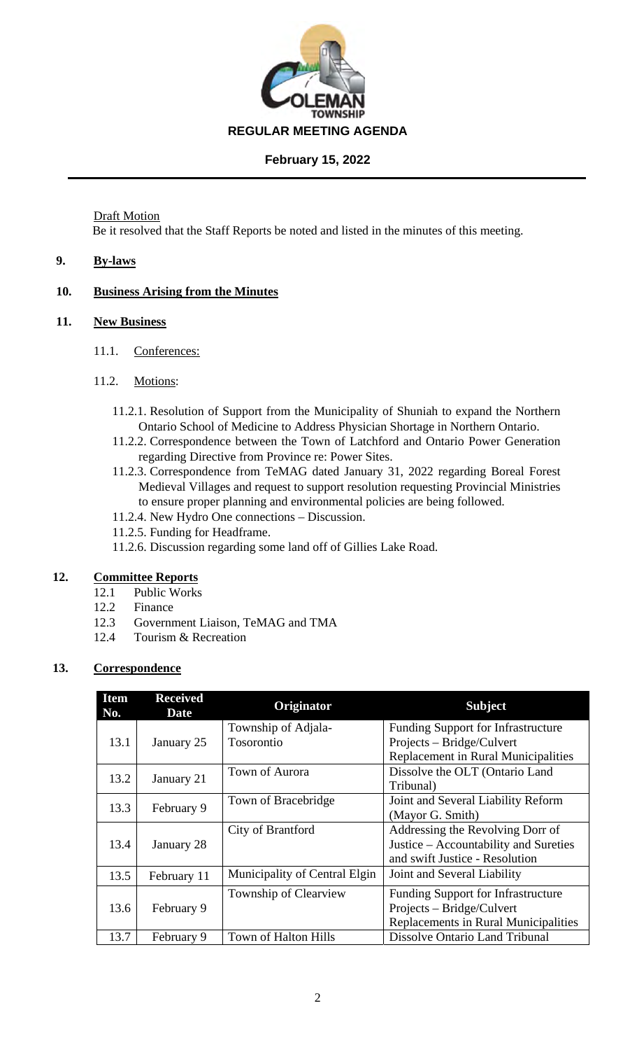Draft Motion

Be it resolved that the Staff Reports be noted and listed in the minutes of this meeting.

## 9. By-laws

## 10. Business Arising from the Minutes

## 11. New Business

11.1. Conferences:

11.2. Motions:

11.2.1. Resolution of Support from the Municipality of Shuniah to expand the Northern Ontario School of Medicine to Address Physician Shortage in Northern Ontario.

11.2.2. Correspondence between the Town of Latchford and Ontario Power Generation regarding Directive from Province re: Power Sites.

11.2.3. Correspondence from TeMAG dated January 31, 2022 regarding Boreal Forest Medieval Villages and request to support resolution requesting Provincial Ministries to ensure proper planning and environmental policies are being followed.

11.2.4. New Hydro One connections – Discussion.

11.2.5. Funding for Headframe.

11.2.6. Discussion regarding some land off of Gillies Lake Road.

## 12. Committee Reports

12.1 Public Works

12.2 Finance

12.3 Government Liaison, TeMAG and TMA

12.4 Tourism & Recreation

## 13. Correspondence

| Item No. | Received Date | Originator | Subject |
|---|---|---|---|
| 13.1 | January 25 | Township of Adjala-Tosorontio | Funding Support for Infrastructure Projects – Bridge/Culvert Replacement in Rural Municipalities |
| 13.2 | January 21 | Town of Aurora | Dissolve the OLT (Ontario Land Tribunal) |
| 13.3 | February 9 | Town of Bracebridge | Joint and Several Liability Reform (Mayor G. Smith) |
| 13.4 | January 28 | City of Brantford | Addressing the Revolving Dorr of Justice – Accountability and Sureties and swift Justice - Resolution |
| 13.5 | February 11 | Municipality of Central Elgin | Joint and Several Liability |
| 13.6 | February 9 | Township of Clearview | Funding Support for Infrastructure Projects – Bridge/Culvert Replacements in Rural Municipalities |
| 13.7 | February 9 | Town of Halton Hills | Dissolve Ontario Land Tribunal |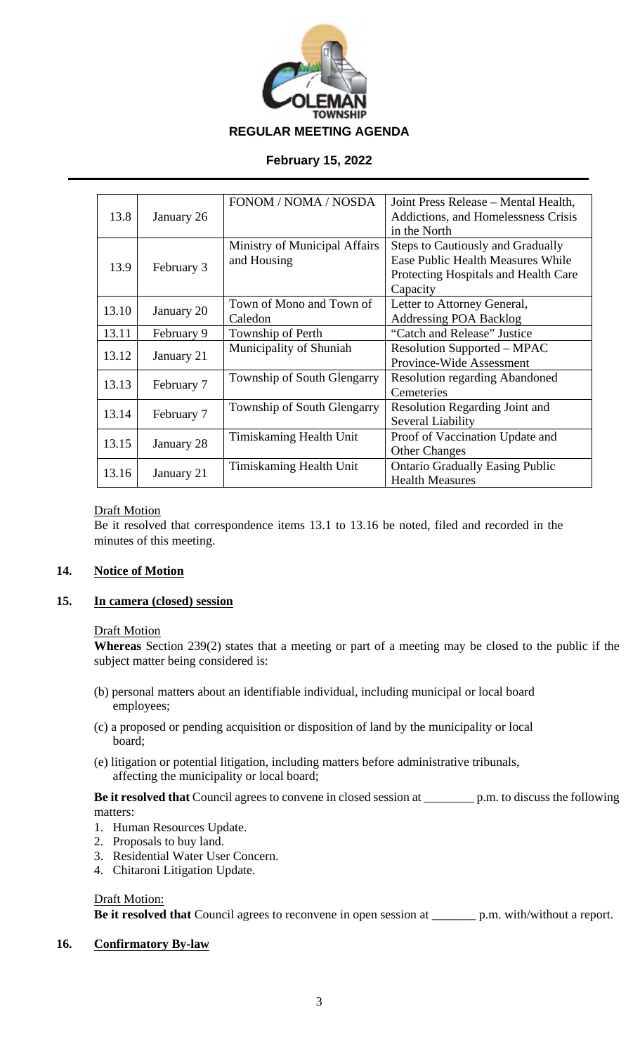| 13.8 | January 26 | FONOM / NOMA / NOSDA | Joint Press Release – Mental Health, Addictions, and Homelessness Crisis in the North |
|---|---|---|---|
| 13.9 | February 3 | Ministry of Municipal Affairs and Housing | Steps to Cautiously and Gradually Ease Public Health Measures While Protecting Hospitals and Health Care Capacity |
| 13.10 | January 20 | Town of Mono and Town of Caledon | Letter to Attorney General, Addressing POA Backlog |
| 13.11 | February 9 | Township of Perth | "Catch and Release" Justice |
| 13.12 | January 21 | Municipality of Shuniah | Resolution Supported – MPAC Province-Wide Assessment |
| 13.13 | February 7 | Township of South Glengarry | Resolution regarding Abandoned Cemeteries |
| 13.14 | February 7 | Township of South Glengarry | Resolution Regarding Joint and Several Liability |
| 13.15 | January 28 | Timiskaming Health Unit | Proof of Vaccination Update and Other Changes |
| 13.16 | January 21 | Timiskaming Health Unit | Ontario Gradually Easing Public Health Measures |

Draft Motion

Be it resolved that correspondence items 13.1 to 13.16 be noted, filed and recorded in the minutes of this meeting.

## 14. Notice of Motion

## 15. In camera (closed) session

Draft Motion

**Whereas** Section 239(2) states that a meeting or part of a meeting may be closed to the public if the subject matter being considered is:

(b) personal matters about an identifiable individual, including municipal or local board employees;

(c) a proposed or pending acquisition or disposition of land by the municipality or local board;

(e) litigation or potential litigation, including matters before administrative tribunals, affecting the municipality or local board;

**Be it resolved that** Council agrees to convene in closed session at ________ p.m. to discuss the following matters:

1. Human Resources Update.
2. Proposals to buy land.
3. Residential Water User Concern.
4. Chitaroni Litigation Update.

Draft Motion:

**Be it resolved that** Council agrees to reconvene in open session at _______ p.m. with/without a report.

## 16. Confirmatory By-law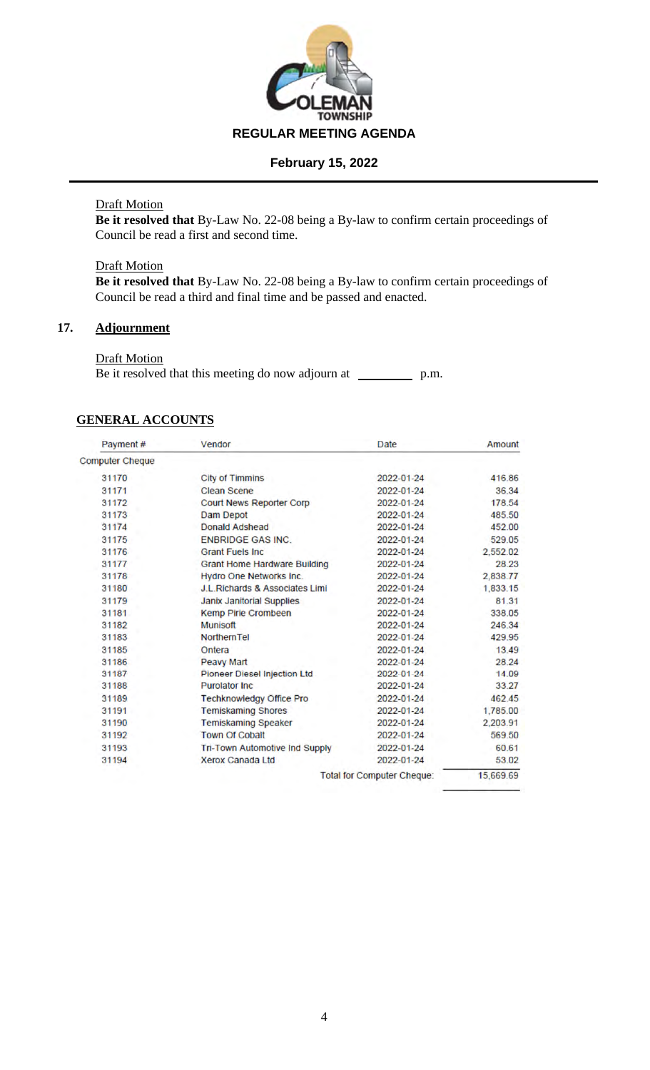Draft Motion
**Be it resolved that** By-Law No. 22-08 being a By-law to confirm certain proceedings of Council be read a first and second time.

Draft Motion
**Be it resolved that** By-Law No. 22-08 being a By-law to confirm certain proceedings of Council be read a third and final time and be passed and enacted.

## 17. Adjournment

Draft Motion
Be it resolved that this meeting do now adjourn at ________ p.m.

## GENERAL ACCOUNTS

| Payment # | Vendor | Date | Amount |
|---|---|---|---|
| Computer Cheque | | | |
| 31170 | City of Timmins | 2022-01-24 | 416.86 |
| 31171 | Clean Scene | 2022-01-24 | 36.34 |
| 31172 | Court News Reporter Corp | 2022-01-24 | 178.54 |
| 31173 | Dam Depot | 2022-01-24 | 485.50 |
| 31174 | Donald Adshead | 2022-01-24 | 452.00 |
| 31175 | ENBRIDGE GAS INC. | 2022-01-24 | 529.05 |
| 31176 | Grant Fuels Inc | 2022-01-24 | 2,552.02 |
| 31177 | Grant Home Hardware Building | 2022-01-24 | 28.23 |
| 31178 | Hydro One Networks Inc. | 2022-01-24 | 2,838.77 |
| 31180 | J.L.Richards & Associates Limi | 2022-01-24 | 1,833.15 |
| 31179 | Janix Janitorial Supplies | 2022-01-24 | 81.31 |
| 31181 | Kemp Pirie Crombeen | 2022-01-24 | 338.05 |
| 31182 | Munisoft | 2022-01-24 | 246.34 |
| 31183 | NorthernTel | 2022-01-24 | 429.95 |
| 31185 | Ontera | 2022-01-24 | 13.49 |
| 31186 | Peavy Mart | 2022-01-24 | 28.24 |
| 31187 | Pioneer Diesel Injection Ltd | 2022-01-24 | 14.09 |
| 31188 | Purolator Inc | 2022-01-24 | 33.27 |
| 31189 | Techknowledgy Office Pro | 2022-01-24 | 462.45 |
| 31191 | Temiskaming Shores | 2022-01-24 | 1,785.00 |
| 31190 | Temiskaming Speaker | 2022-01-24 | 2,203.91 |
| 31192 | Town Of Cobalt | 2022-01-24 | 569.50 |
| 31193 | Tri-Town Automotive Ind Supply | 2022-01-24 | 60.61 |
| 31194 | Xerox Canada Ltd | 2022-01-24 | 53.02 |
| | | Total for Computer Cheque: | 15,669.69 |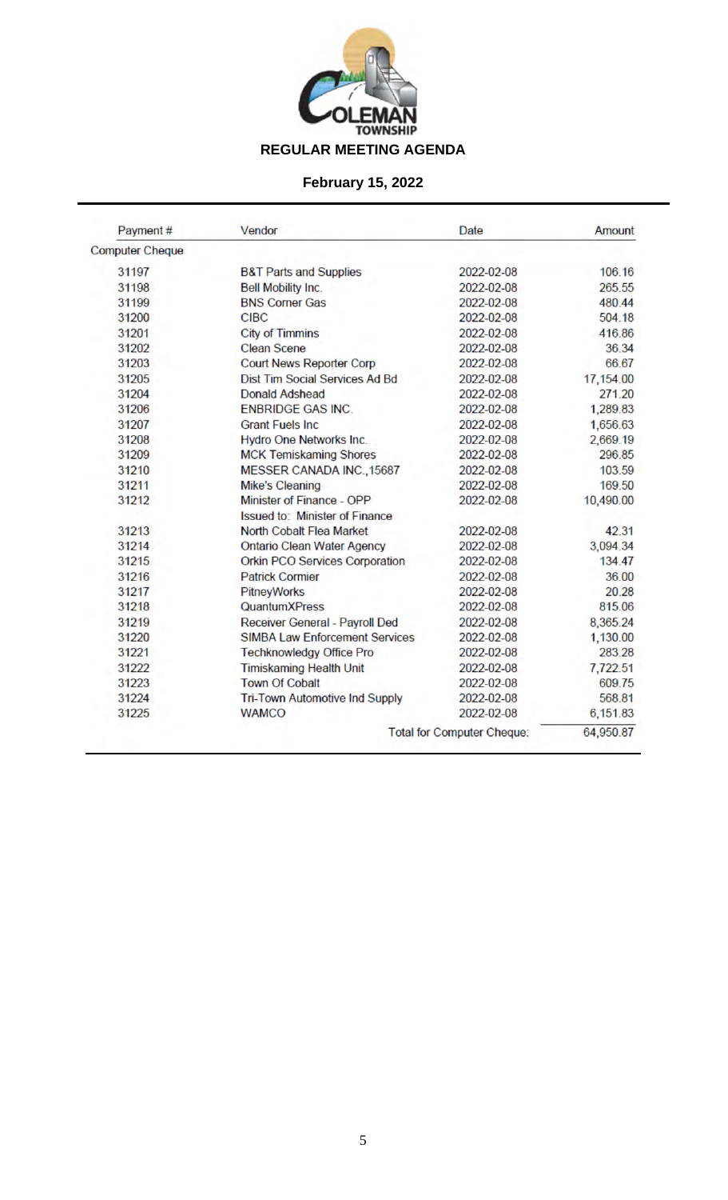COLEMAN TOWNSHIP

**REGULAR MEETING AGENDA**

**February 15, 2022**

| Payment # | Vendor | Date | Amount |
|---|---|---|---|
| Computer Cheque | | | |
| 31197 | B&T Parts and Supplies | 2022-02-08 | 106.16 |
| 31198 | Bell Mobility Inc. | 2022-02-08 | 265.55 |
| 31199 | BNS Corner Gas | 2022-02-08 | 480.44 |
| 31200 | CIBC | 2022-02-08 | 504.18 |
| 31201 | City of Timmins | 2022-02-08 | 416.86 |
| 31202 | Clean Scene | 2022-02-08 | 36.34 |
| 31203 | Court News Reporter Corp | 2022-02-08 | 66.67 |
| 31205 | Dist Tim Social Services Ad Bd | 2022-02-08 | 17,154.00 |
| 31204 | Donald Adshead | 2022-02-08 | 271.20 |
| 31206 | ENBRIDGE GAS INC. | 2022-02-08 | 1,289.83 |
| 31207 | Grant Fuels Inc | 2022-02-08 | 1,656.63 |
| 31208 | Hydro One Networks Inc. | 2022-02-08 | 2,669.19 |
| 31209 | MCK Temiskaming Shores | 2022-02-08 | 296.85 |
| 31210 | MESSER CANADA INC.,15687 | 2022-02-08 | 103.59 |
| 31211 | Mike's Cleaning | 2022-02-08 | 169.50 |
| 31212 | Minister of Finance - OPP | 2022-02-08 | 10,490.00 |
| | Issued to: Minister of Finance | | |
| 31213 | North Cobalt Flea Market | 2022-02-08 | 42.31 |
| 31214 | Ontario Clean Water Agency | 2022-02-08 | 3,094.34 |
| 31215 | Orkin PCO Services Corporation | 2022-02-08 | 134.47 |
| 31216 | Patrick Cormier | 2022-02-08 | 36.00 |
| 31217 | PitneyWorks | 2022-02-08 | 20.28 |
| 31218 | QuantumXPress | 2022-02-08 | 815.06 |
| 31219 | Receiver General - Payroll Ded | 2022-02-08 | 8,365.24 |
| 31220 | SIMBA Law Enforcement Services | 2022-02-08 | 1,130.00 |
| 31221 | Techknowledgy Office Pro | 2022-02-08 | 283.28 |
| 31222 | Timiskaming Health Unit | 2022-02-08 | 7,722.51 |
| 31223 | Town Of Cobalt | 2022-02-08 | 609.75 |
| 31224 | Tri-Town Automotive Ind Supply | 2022-02-08 | 568.81 |
| 31225 | WAMCO | 2022-02-08 | 6,151.83 |
| | | Total for Computer Cheque: | 64,950.87 |